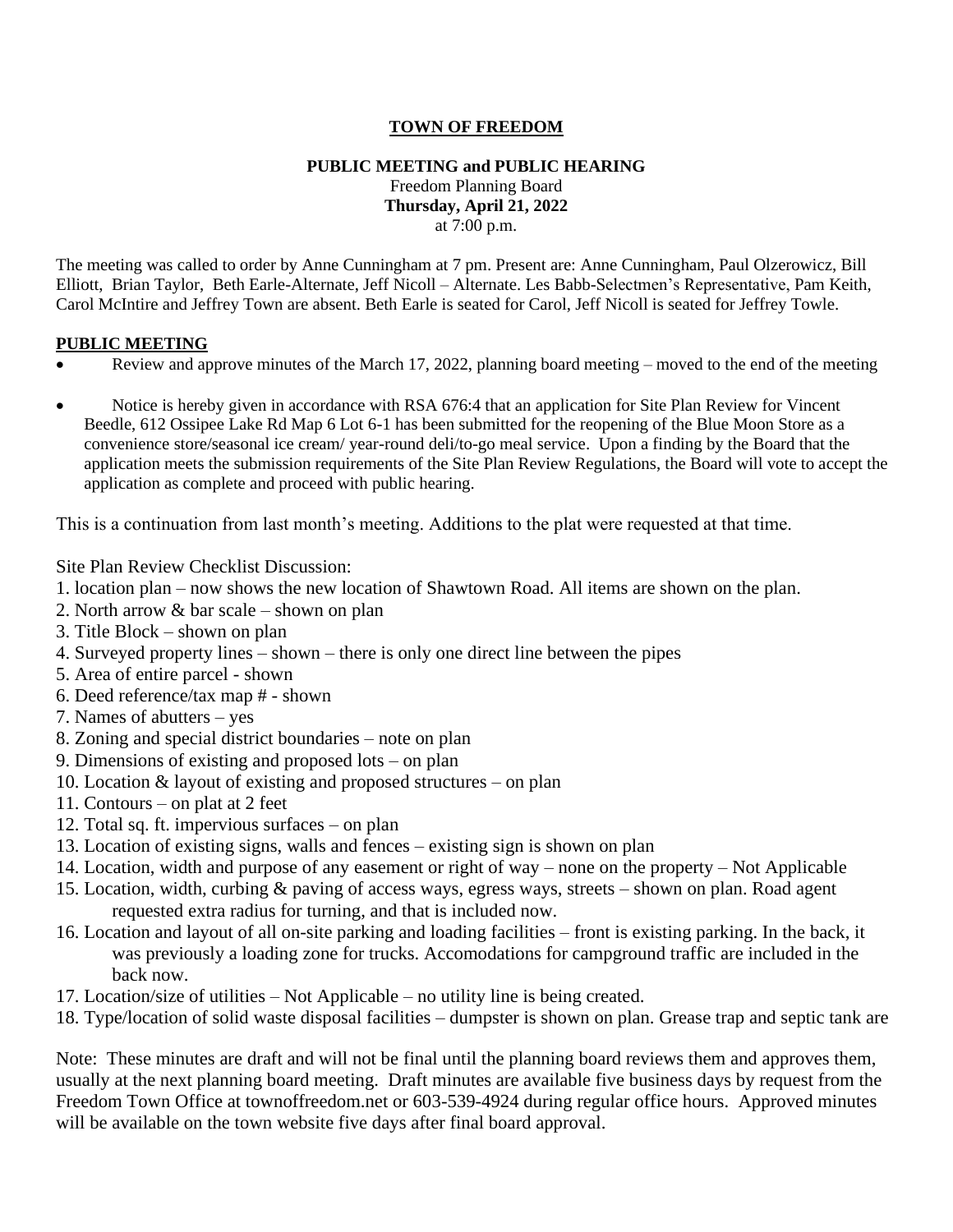**TOWN OF FREEDOM**

**PUBLIC MEETING and PUBLIC HEARING**
Freedom Planning Board
**Thursday, April 21, 2022**
at 7:00 p.m.

The meeting was called to order by Anne Cunningham at 7 pm. Present are: Anne Cunningham, Paul Olzerowicz, Bill Elliott, Brian Taylor, Beth Earle-Alternate, Jeff Nicoll – Alternate. Les Babb-Selectmen's Representative, Pam Keith, Carol McIntire and Jeffrey Town are absent. Beth Earle is seated for Carol, Jeff Nicoll is seated for Jeffrey Towle.

**PUBLIC MEETING**

- Review and approve minutes of the March 17, 2022, planning board meeting – moved to the end of the meeting
- Notice is hereby given in accordance with RSA 676:4 that an application for Site Plan Review for Vincent Beedle, 612 Ossipee Lake Rd Map 6 Lot 6-1 has been submitted for the reopening of the Blue Moon Store as a convenience store/seasonal ice cream/ year-round deli/to-go meal service. Upon a finding by the Board that the application meets the submission requirements of the Site Plan Review Regulations, the Board will vote to accept the application as complete and proceed with public hearing.

This is a continuation from last month's meeting. Additions to the plat were requested at that time.

Site Plan Review Checklist Discussion:

1. location plan – now shows the new location of Shawtown Road. All items are shown on the plan.
2. North arrow & bar scale – shown on plan
3. Title Block – shown on plan
4. Surveyed property lines – shown – there is only one direct line between the pipes
5. Area of entire parcel - shown
6. Deed reference/tax map # - shown
7. Names of abutters – yes
8. Zoning and special district boundaries – note on plan
9. Dimensions of existing and proposed lots – on plan
10. Location & layout of existing and proposed structures – on plan
11. Contours – on plat at 2 feet
12. Total sq. ft. impervious surfaces – on plan
13. Location of existing signs, walls and fences – existing sign is shown on plan
14. Location, width and purpose of any easement or right of way – none on the property – Not Applicable
15. Location, width, curbing & paving of access ways, egress ways, streets – shown on plan. Road agent requested extra radius for turning, and that is included now.
16. Location and layout of all on-site parking and loading facilities – front is existing parking. In the back, it was previously a loading zone for trucks. Accomodations for campground traffic are included in the back now.
17. Location/size of utilities – Not Applicable – no utility line is being created.
18. Type/location of solid waste disposal facilities – dumpster is shown on plan. Grease trap and septic tank are

Note: These minutes are draft and will not be final until the planning board reviews them and approves them, usually at the next planning board meeting. Draft minutes are available five business days by request from the Freedom Town Office at townoffreedom.net or 603-539-4924 during regular office hours. Approved minutes will be available on the town website five days after final board approval.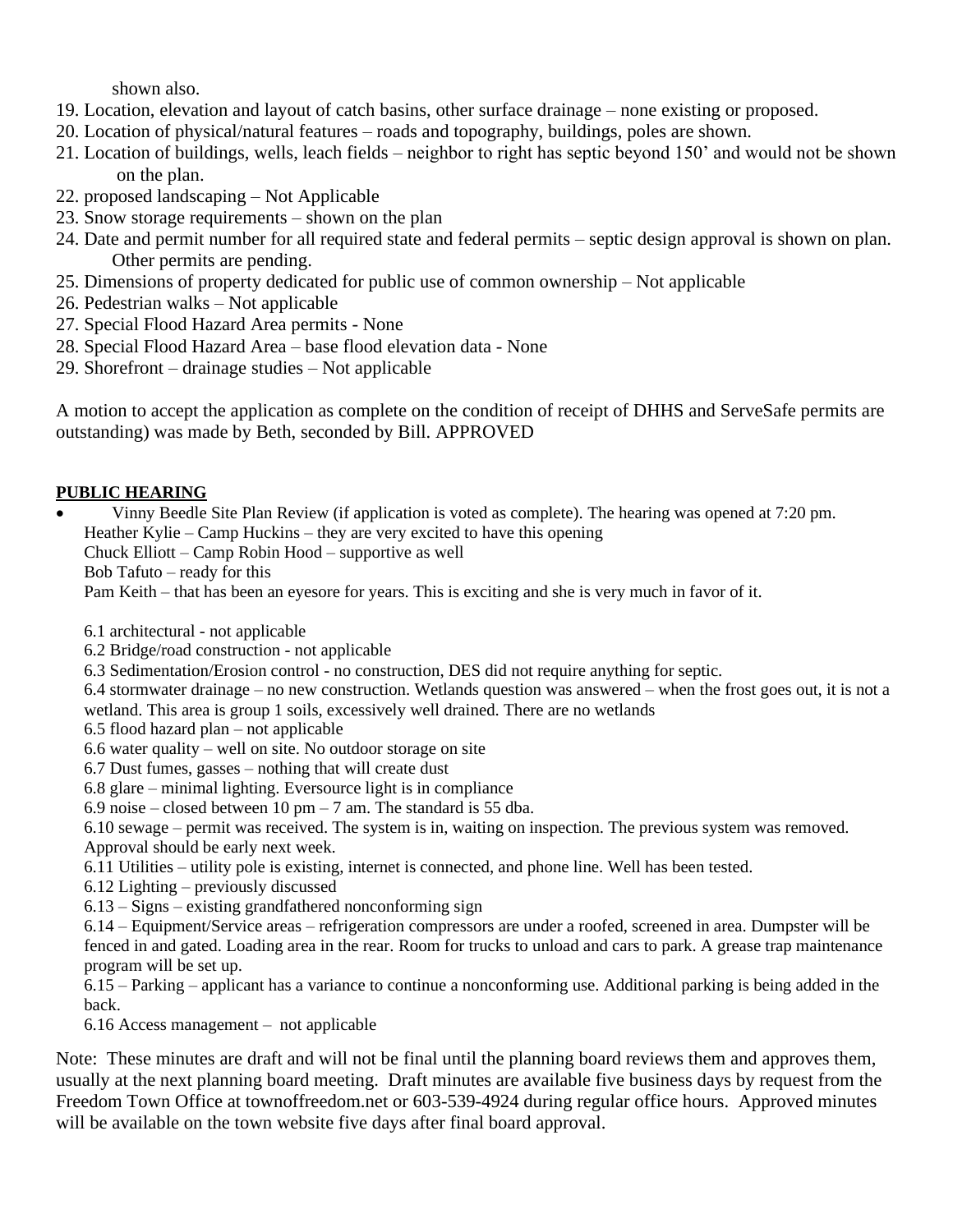shown also.

19. Location, elevation and layout of catch basins, other surface drainage – none existing or proposed.
20. Location of physical/natural features – roads and topography, buildings, poles are shown.
21. Location of buildings, wells, leach fields – neighbor to right has septic beyond 150' and would not be shown on the plan.
22. proposed landscaping – Not Applicable
23. Snow storage requirements – shown on the plan
24. Date and permit number for all required state and federal permits – septic design approval is shown on plan. Other permits are pending.
25. Dimensions of property dedicated for public use of common ownership – Not applicable
26. Pedestrian walks – Not applicable
27. Special Flood Hazard Area permits - None
28. Special Flood Hazard Area – base flood elevation data - None
29. Shorefront – drainage studies – Not applicable

A motion to accept the application as complete on the condition of receipt of DHHS and ServeSafe permits are outstanding) was made by Beth, seconded by Bill. APPROVED

**PUBLIC HEARING**

- Vinny Beedle Site Plan Review (if application is voted as complete). The hearing was opened at 7:20 pm.

Heather Kylie – Camp Huckins – they are very excited to have this opening
Chuck Elliott – Camp Robin Hood – supportive as well
Bob Tafuto – ready for this
Pam Keith – that has been an eyesore for years. This is exciting and she is very much in favor of it.

6.1 architectural - not applicable
6.2 Bridge/road construction - not applicable
6.3 Sedimentation/Erosion control - no construction, DES did not require anything for septic.
6.4 stormwater drainage – no new construction. Wetlands question was answered – when the frost goes out, it is not a wetland. This area is group 1 soils, excessively well drained. There are no wetlands
6.5 flood hazard plan – not applicable
6.6 water quality – well on site. No outdoor storage on site
6.7 Dust fumes, gasses – nothing that will create dust
6.8 glare – minimal lighting. Eversource light is in compliance
6.9 noise – closed between 10 pm – 7 am. The standard is 55 dba.
6.10 sewage – permit was received. The system is in, waiting on inspection. The previous system was removed. Approval should be early next week.
6.11 Utilities – utility pole is existing, internet is connected, and phone line. Well has been tested.
6.12 Lighting – previously discussed
6.13 – Signs – existing grandfathered nonconforming sign
6.14 – Equipment/Service areas – refrigeration compressors are under a roofed, screened in area. Dumpster will be fenced in and gated. Loading area in the rear. Room for trucks to unload and cars to park. A grease trap maintenance program will be set up.
6.15 – Parking – applicant has a variance to continue a nonconforming use. Additional parking is being added in the back.
6.16 Access management – not applicable

Note: These minutes are draft and will not be final until the planning board reviews them and approves them, usually at the next planning board meeting. Draft minutes are available five business days by request from the Freedom Town Office at townoffreedom.net or 603-539-4924 during regular office hours. Approved minutes will be available on the town website five days after final board approval.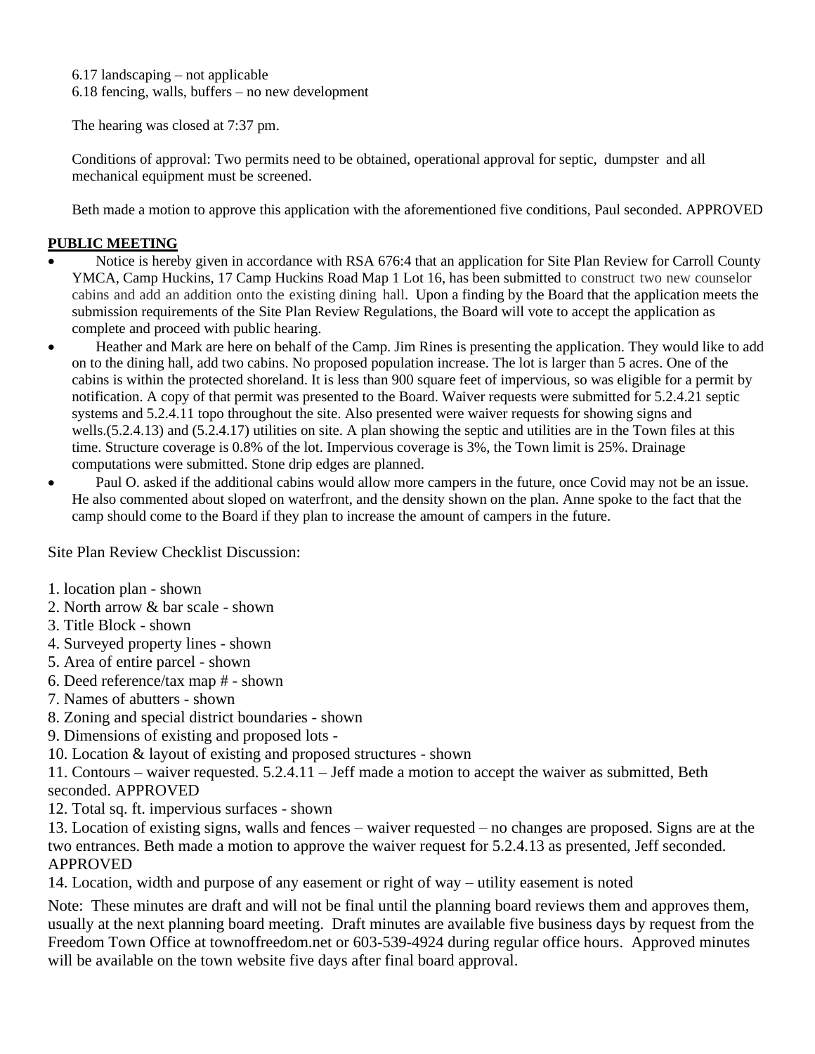6.17 landscaping – not applicable
6.18 fencing, walls, buffers – no new development

The hearing was closed at 7:37 pm.

Conditions of approval: Two permits need to be obtained, operational approval for septic, dumpster and all mechanical equipment must be screened.

Beth made a motion to approve this application with the aforementioned five conditions, Paul seconded. APPROVED

**PUBLIC MEETING**

- Notice is hereby given in accordance with RSA 676:4 that an application for Site Plan Review for Carroll County YMCA, Camp Huckins, 17 Camp Huckins Road Map 1 Lot 16, has been submitted to construct two new counselor cabins and add an addition onto the existing dining hall. Upon a finding by the Board that the application meets the submission requirements of the Site Plan Review Regulations, the Board will vote to accept the application as complete and proceed with public hearing.
- Heather and Mark are here on behalf of the Camp. Jim Rines is presenting the application. They would like to add on to the dining hall, add two cabins. No proposed population increase. The lot is larger than 5 acres. One of the cabins is within the protected shoreland. It is less than 900 square feet of impervious, so was eligible for a permit by notification. A copy of that permit was presented to the Board. Waiver requests were submitted for 5.2.4.21 septic systems and 5.2.4.11 topo throughout the site. Also presented were waiver requests for showing signs and wells.(5.2.4.13) and (5.2.4.17) utilities on site. A plan showing the septic and utilities are in the Town files at this time. Structure coverage is 0.8% of the lot. Impervious coverage is 3%, the Town limit is 25%. Drainage computations were submitted. Stone drip edges are planned.
- Paul O. asked if the additional cabins would allow more campers in the future, once Covid may not be an issue. He also commented about sloped on waterfront, and the density shown on the plan. Anne spoke to the fact that the camp should come to the Board if they plan to increase the amount of campers in the future.

Site Plan Review Checklist Discussion:

1. location plan - shown
2. North arrow & bar scale - shown
3. Title Block - shown
4. Surveyed property lines - shown
5. Area of entire parcel - shown
6. Deed reference/tax map # - shown
7. Names of abutters - shown
8. Zoning and special district boundaries - shown
9. Dimensions of existing and proposed lots -
10. Location & layout of existing and proposed structures - shown
11. Contours – waiver requested. 5.2.4.11 – Jeff made a motion to accept the waiver as submitted, Beth seconded. APPROVED
12. Total sq. ft. impervious surfaces - shown
13. Location of existing signs, walls and fences – waiver requested – no changes are proposed. Signs are at the two entrances. Beth made a motion to approve the waiver request for 5.2.4.13 as presented, Jeff seconded. APPROVED
14. Location, width and purpose of any easement or right of way – utility easement is noted

Note: These minutes are draft and will not be final until the planning board reviews them and approves them, usually at the next planning board meeting. Draft minutes are available five business days by request from the Freedom Town Office at townoffreedom.net or 603-539-4924 during regular office hours. Approved minutes will be available on the town website five days after final board approval.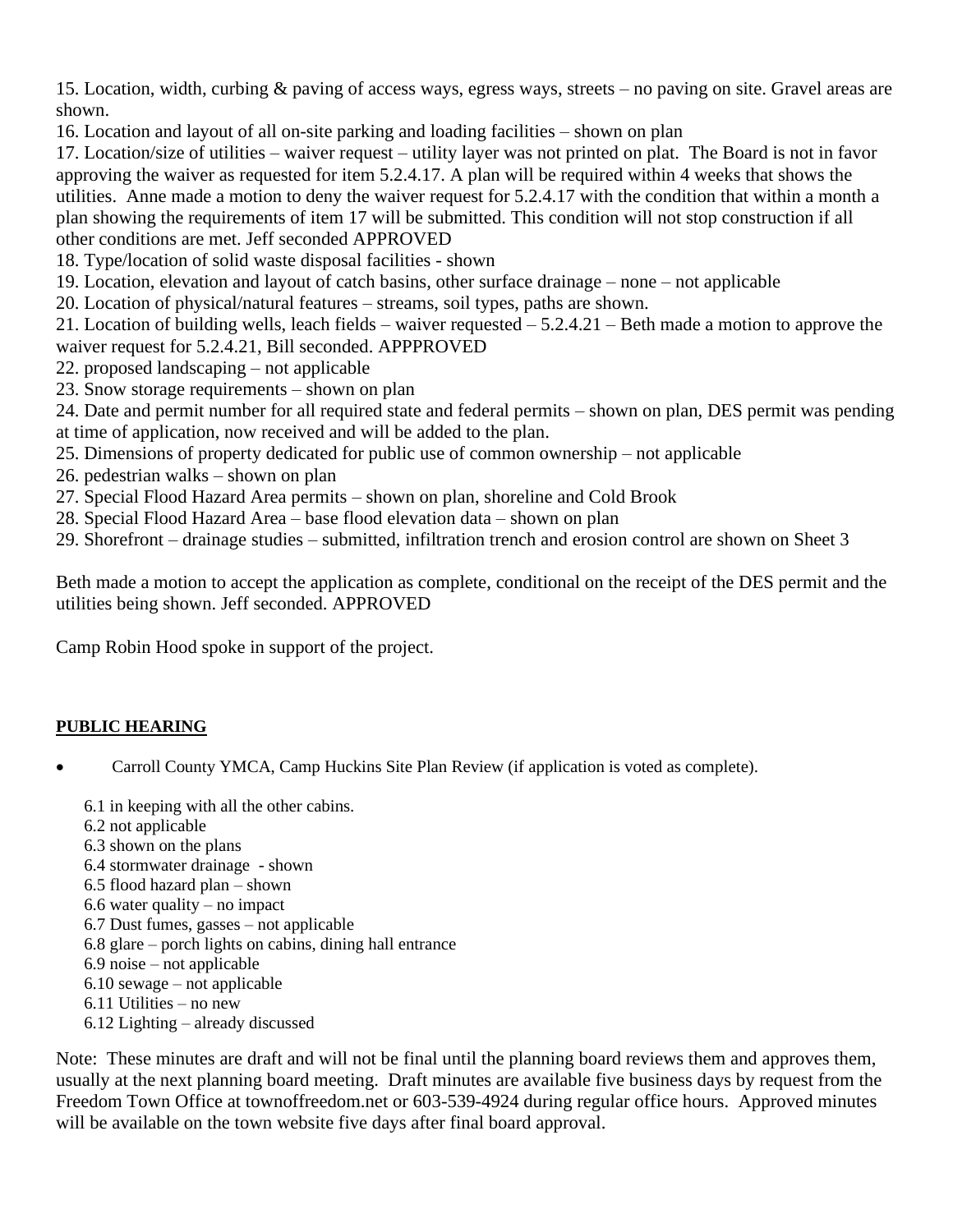15. Location, width, curbing & paving of access ways, egress ways, streets – no paving on site. Gravel areas are shown.

16. Location and layout of all on-site parking and loading facilities – shown on plan

17. Location/size of utilities – waiver request – utility layer was not printed on plat. The Board is not in favor approving the waiver as requested for item 5.2.4.17. A plan will be required within 4 weeks that shows the utilities. Anne made a motion to deny the waiver request for 5.2.4.17 with the condition that within a month a plan showing the requirements of item 17 will be submitted. This condition will not stop construction if all other conditions are met. Jeff seconded APPROVED

18. Type/location of solid waste disposal facilities - shown

19. Location, elevation and layout of catch basins, other surface drainage – none – not applicable

20. Location of physical/natural features – streams, soil types, paths are shown.

21. Location of building wells, leach fields – waiver requested – 5.2.4.21 – Beth made a motion to approve the waiver request for 5.2.4.21, Bill seconded. APPPROVED

22. proposed landscaping – not applicable

23. Snow storage requirements – shown on plan

24. Date and permit number for all required state and federal permits – shown on plan, DES permit was pending at time of application, now received and will be added to the plan.

25. Dimensions of property dedicated for public use of common ownership – not applicable

26. pedestrian walks – shown on plan

27. Special Flood Hazard Area permits – shown on plan, shoreline and Cold Brook

28. Special Flood Hazard Area – base flood elevation data – shown on plan

29. Shorefront – drainage studies – submitted, infiltration trench and erosion control are shown on Sheet 3

Beth made a motion to accept the application as complete, conditional on the receipt of the DES permit and the utilities being shown. Jeff seconded. APPROVED

Camp Robin Hood spoke in support of the project.

**PUBLIC HEARING**

- Carroll County YMCA, Camp Huckins Site Plan Review (if application is voted as complete).

  6.1 in keeping with all the other cabins.
  6.2 not applicable
  6.3 shown on the plans
  6.4 stormwater drainage - shown
  6.5 flood hazard plan – shown
  6.6 water quality – no impact
  6.7 Dust fumes, gasses – not applicable
  6.8 glare – porch lights on cabins, dining hall entrance
  6.9 noise – not applicable
  6.10 sewage – not applicable
  6.11 Utilities – no new
  6.12 Lighting – already discussed

Note: These minutes are draft and will not be final until the planning board reviews them and approves them, usually at the next planning board meeting. Draft minutes are available five business days by request from the Freedom Town Office at townoffreedom.net or 603-539-4924 during regular office hours. Approved minutes will be available on the town website five days after final board approval.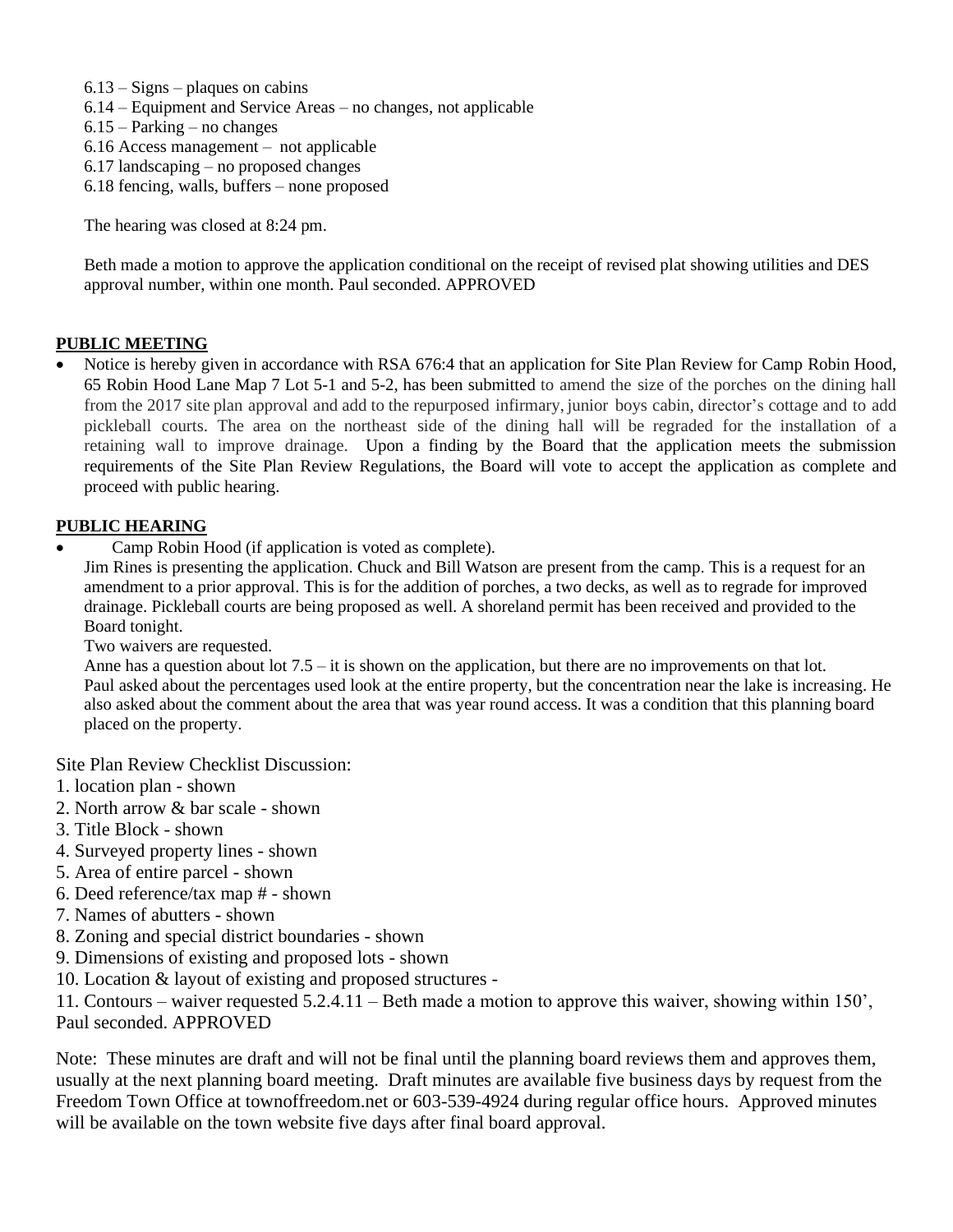6.13 – Signs – plaques on cabins
6.14 – Equipment and Service Areas – no changes, not applicable
6.15 – Parking – no changes
6.16 Access management – not applicable
6.17 landscaping – no proposed changes
6.18 fencing, walls, buffers – none proposed

The hearing was closed at 8:24 pm.

Beth made a motion to approve the application conditional on the receipt of revised plat showing utilities and DES approval number, within one month. Paul seconded. APPROVED

**PUBLIC MEETING**

- Notice is hereby given in accordance with RSA 676:4 that an application for Site Plan Review for Camp Robin Hood, 65 Robin Hood Lane Map 7 Lot 5-1 and 5-2, has been submitted to amend the size of the porches on the dining hall from the 2017 site plan approval and add to the repurposed infirmary, junior boys cabin, director's cottage and to add pickleball courts. The area on the northeast side of the dining hall will be regraded for the installation of a retaining wall to improve drainage. Upon a finding by the Board that the application meets the submission requirements of the Site Plan Review Regulations, the Board will vote to accept the application as complete and proceed with public hearing.

**PUBLIC HEARING**

- Camp Robin Hood (if application is voted as complete).

  Jim Rines is presenting the application. Chuck and Bill Watson are present from the camp. This is a request for an amendment to a prior approval. This is for the addition of porches, a two decks, as well as to regrade for improved drainage. Pickleball courts are being proposed as well. A shoreland permit has been received and provided to the Board tonight.

  Two waivers are requested.

  Anne has a question about lot 7.5 – it is shown on the application, but there are no improvements on that lot.

  Paul asked about the percentages used look at the entire property, but the concentration near the lake is increasing. He also asked about the comment about the area that was year round access. It was a condition that this planning board placed on the property.

Site Plan Review Checklist Discussion:

1. location plan - shown
2. North arrow & bar scale - shown
3. Title Block - shown
4. Surveyed property lines - shown
5. Area of entire parcel - shown
6. Deed reference/tax map # - shown
7. Names of abutters - shown
8. Zoning and special district boundaries - shown
9. Dimensions of existing and proposed lots - shown
10. Location & layout of existing and proposed structures -
11. Contours – waiver requested 5.2.4.11 – Beth made a motion to approve this waiver, showing within 150', Paul seconded. APPROVED

Note: These minutes are draft and will not be final until the planning board reviews them and approves them, usually at the next planning board meeting. Draft minutes are available five business days by request from the Freedom Town Office at townoffreedom.net or 603-539-4924 during regular office hours. Approved minutes will be available on the town website five days after final board approval.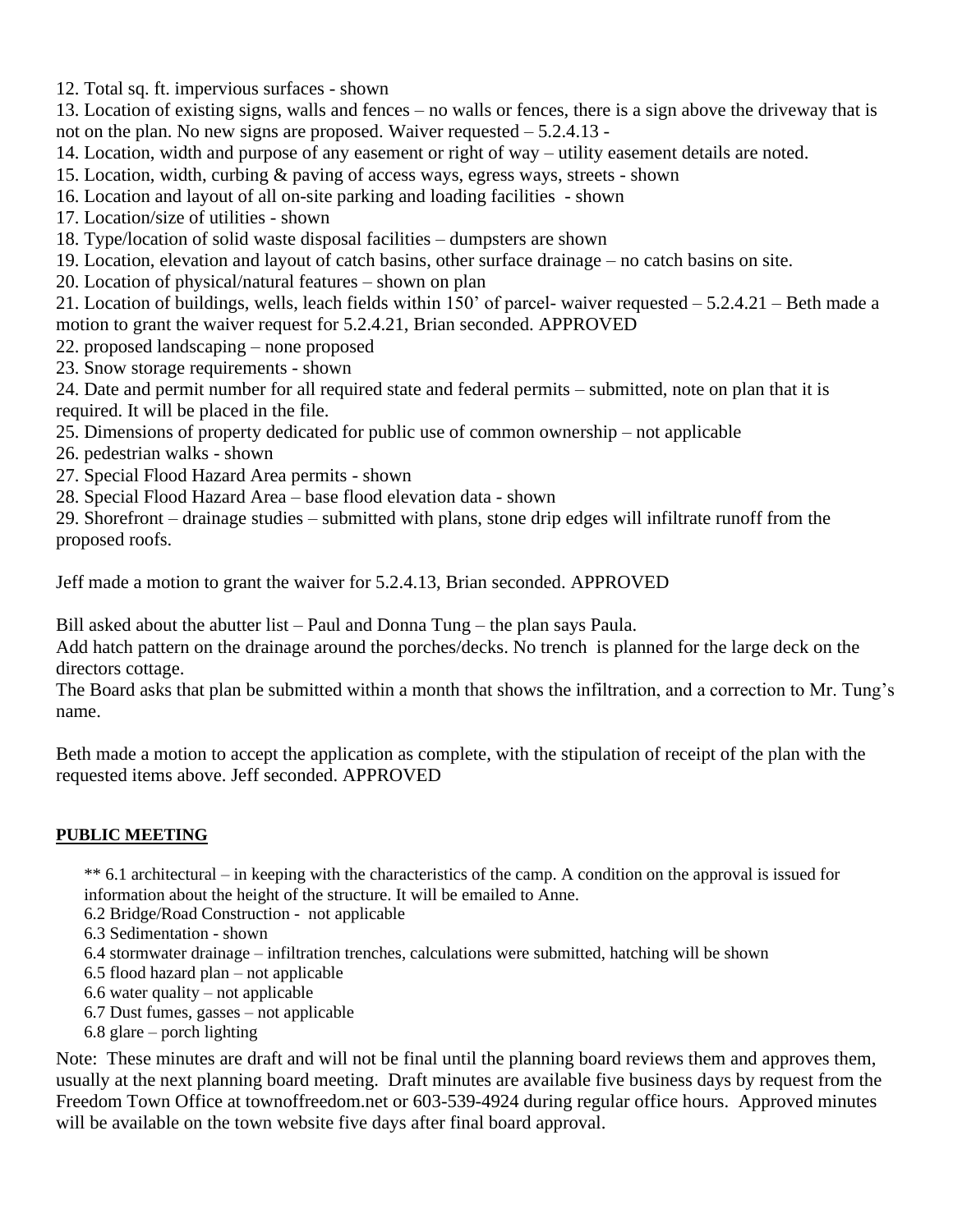12. Total sq. ft. impervious surfaces - shown
13. Location of existing signs, walls and fences – no walls or fences, there is a sign above the driveway that is not on the plan. No new signs are proposed. Waiver requested – 5.2.4.13 -
14. Location, width and purpose of any easement or right of way – utility easement details are noted.
15. Location, width, curbing & paving of access ways, egress ways, streets - shown
16. Location and layout of all on-site parking and loading facilities - shown
17. Location/size of utilities - shown
18. Type/location of solid waste disposal facilities – dumpsters are shown
19. Location, elevation and layout of catch basins, other surface drainage – no catch basins on site.
20. Location of physical/natural features – shown on plan
21. Location of buildings, wells, leach fields within 150' of parcel- waiver requested – 5.2.4.21 – Beth made a motion to grant the waiver request for 5.2.4.21, Brian seconded. APPROVED
22. proposed landscaping – none proposed
23. Snow storage requirements - shown
24. Date and permit number for all required state and federal permits – submitted, note on plan that it is required. It will be placed in the file.
25. Dimensions of property dedicated for public use of common ownership – not applicable
26. pedestrian walks - shown
27. Special Flood Hazard Area permits - shown
28. Special Flood Hazard Area – base flood elevation data - shown
29. Shorefront – drainage studies – submitted with plans, stone drip edges will infiltrate runoff from the proposed roofs.

Jeff made a motion to grant the waiver for 5.2.4.13, Brian seconded. APPROVED

Bill asked about the abutter list – Paul and Donna Tung – the plan says Paula.
Add hatch pattern on the drainage around the porches/decks. No trench is planned for the large deck on the directors cottage.
The Board asks that plan be submitted within a month that shows the infiltration, and a correction to Mr. Tung's name.

Beth made a motion to accept the application as complete, with the stipulation of receipt of the plan with the requested items above. Jeff seconded. APPROVED

**PUBLIC MEETING**

** 6.1 architectural – in keeping with the characteristics of the camp. A condition on the approval is issued for information about the height of the structure. It will be emailed to Anne.
6.2 Bridge/Road Construction - not applicable
6.3 Sedimentation - shown
6.4 stormwater drainage – infiltration trenches, calculations were submitted, hatching will be shown
6.5 flood hazard plan – not applicable
6.6 water quality – not applicable
6.7 Dust fumes, gasses – not applicable
6.8 glare – porch lighting

Note: These minutes are draft and will not be final until the planning board reviews them and approves them, usually at the next planning board meeting. Draft minutes are available five business days by request from the Freedom Town Office at townoffreedom.net or 603-539-4924 during regular office hours. Approved minutes will be available on the town website five days after final board approval.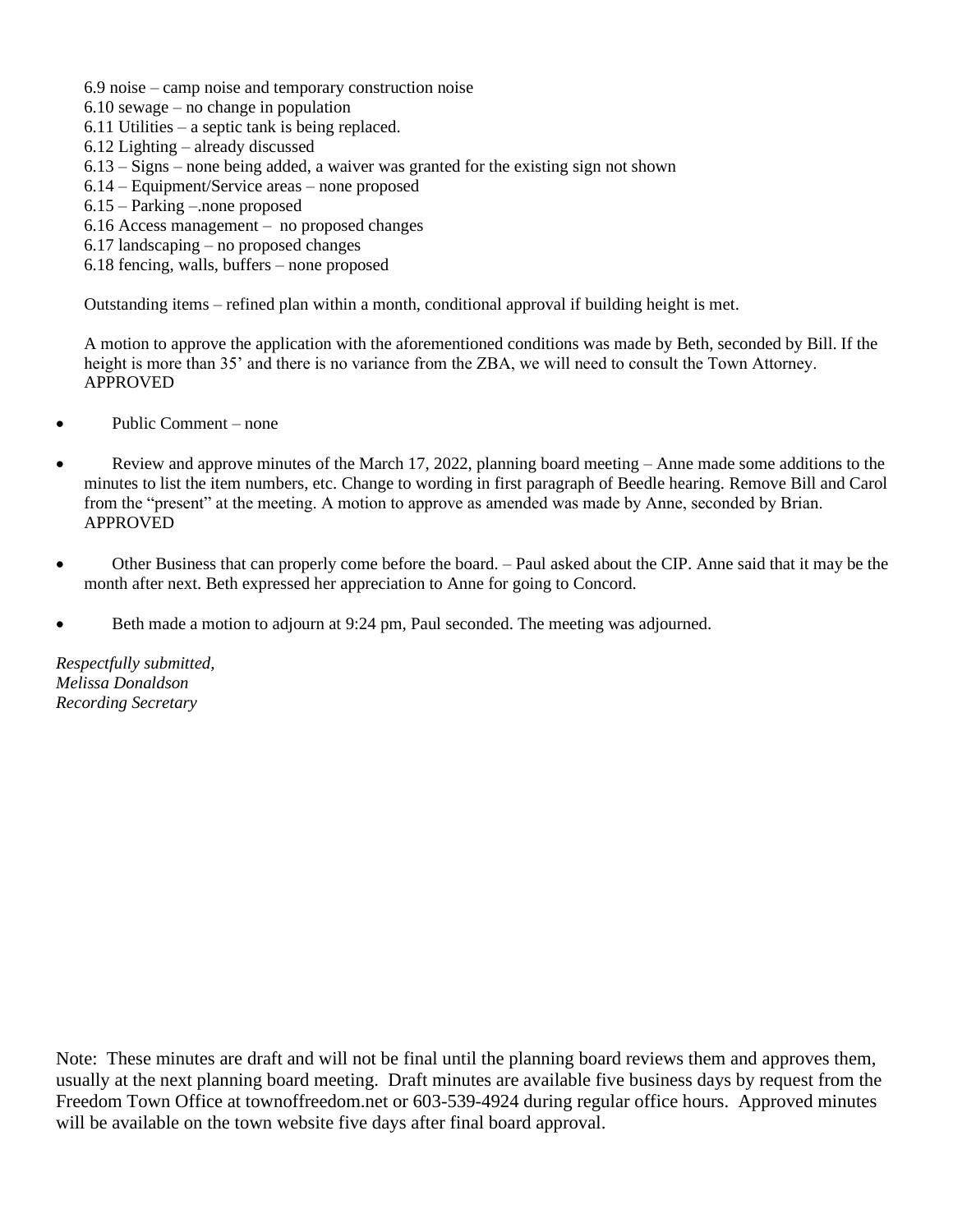6.9 noise – camp noise and temporary construction noise
6.10 sewage – no change in population
6.11 Utilities – a septic tank is being replaced.
6.12 Lighting – already discussed
6.13 – Signs – none being added, a waiver was granted for the existing sign not shown
6.14 – Equipment/Service areas – none proposed
6.15 – Parking –.none proposed
6.16 Access management – no proposed changes
6.17 landscaping – no proposed changes
6.18 fencing, walls, buffers – none proposed

Outstanding items – refined plan within a month, conditional approval if building height is met.

A motion to approve the application with the aforementioned conditions was made by Beth, seconded by Bill. If the height is more than 35' and there is no variance from the ZBA, we will need to consult the Town Attorney. APPROVED

- Public Comment – none

- Review and approve minutes of the March 17, 2022, planning board meeting – Anne made some additions to the minutes to list the item numbers, etc. Change to wording in first paragraph of Beedle hearing. Remove Bill and Carol from the "present" at the meeting. A motion to approve as amended was made by Anne, seconded by Brian. APPROVED

- Other Business that can properly come before the board. – Paul asked about the CIP. Anne said that it may be the month after next. Beth expressed her appreciation to Anne for going to Concord.

- Beth made a motion to adjourn at 9:24 pm, Paul seconded. The meeting was adjourned.

*Respectfully submitted,*
*Melissa Donaldson*
*Recording Secretary*

Note: These minutes are draft and will not be final until the planning board reviews them and approves them, usually at the next planning board meeting. Draft minutes are available five business days by request from the Freedom Town Office at townoffreedom.net or 603-539-4924 during regular office hours. Approved minutes will be available on the town website five days after final board approval.